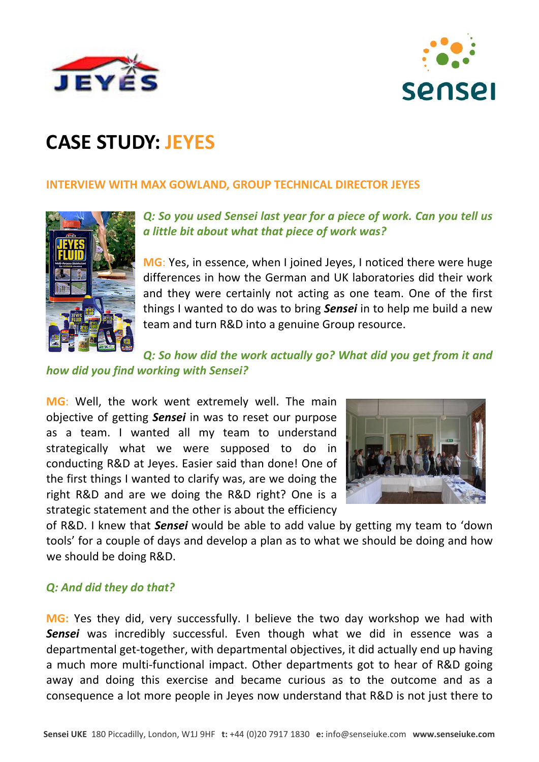# CASE STUDY: JEYES

## INTERVIEW WITH MAX GOWLAND, GROUP TECHNICAL DIRECTOR JEYES

***Q: So you used Sensei last year for a piece of work. Can you tell us a little bit about what that piece of work was?***

**MG**: Yes, in essence, when I joined Jeyes, I noticed there were huge differences in how the German and UK laboratories did their work and they were certainly not acting as one team. One of the first things I wanted to do was to bring ***Sensei*** in to help me build a new team and turn R&D into a genuine Group resource.

***Q: So how did the work actually go? What did you get from it and how did you find working with Sensei?***

**MG**: Well, the work went extremely well. The main objective of getting ***Sensei*** in was to reset our purpose as a team. I wanted all my team to understand strategically what we were supposed to do in conducting R&D at Jeyes. Easier said than done! One of the first things I wanted to clarify was, are we doing the right R&D and are we doing the R&D right? One is a strategic statement and the other is about the efficiency of R&D. I knew that ***Sensei*** would be able to add value by getting my team to 'down tools' for a couple of days and develop a plan as to what we should be doing and how we should be doing R&D.

***Q: And did they do that?***

**MG:** Yes they did, very successfully. I believe the two day workshop we had with ***Sensei*** was incredibly successful. Even though what we did in essence was a departmental get-together, with departmental objectives, it did actually end up having a much more multi-functional impact. Other departments got to hear of R&D going away and doing this exercise and became curious as to the outcome and as a consequence a lot more people in Jeyes now understand that R&D is not just there to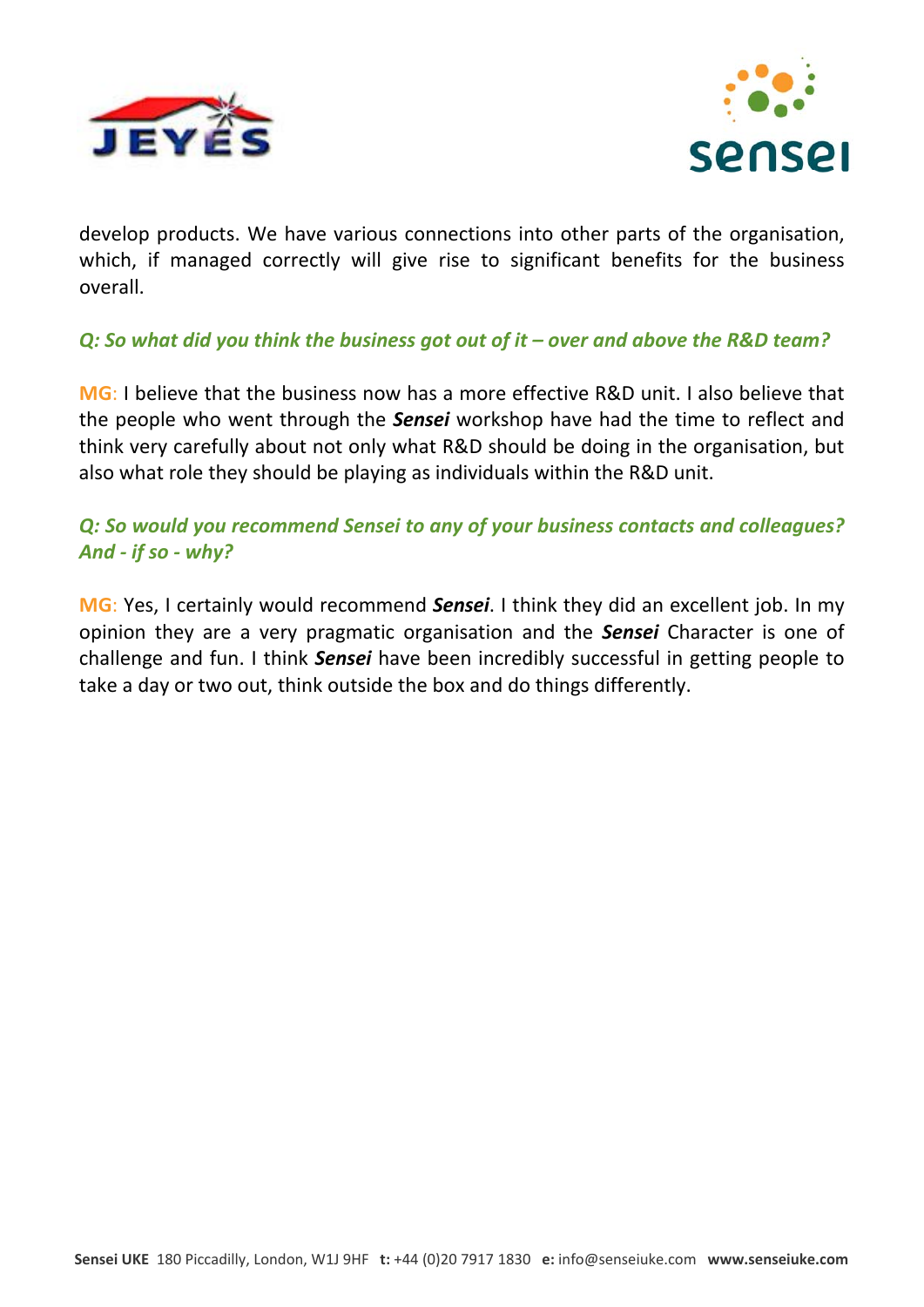develop products. We have various connections into other parts of the organisation, which, if managed correctly will give rise to significant benefits for the business overall.

***Q: So what did you think the business got out of it – over and above the R&D team?***

MG: I believe that the business now has a more effective R&D unit. I also believe that the people who went through the ***Sensei*** workshop have had the time to reflect and think very carefully about not only what R&D should be doing in the organisation, but also what role they should be playing as individuals within the R&D unit.

***Q: So would you recommend Sensei to any of your business contacts and colleagues? And - if so - why?***

MG: Yes, I certainly would recommend ***Sensei***. I think they did an excellent job. In my opinion they are a very pragmatic organisation and the ***Sensei*** Character is one of challenge and fun. I think ***Sensei*** have been incredibly successful in getting people to take a day or two out, think outside the box and do things differently.